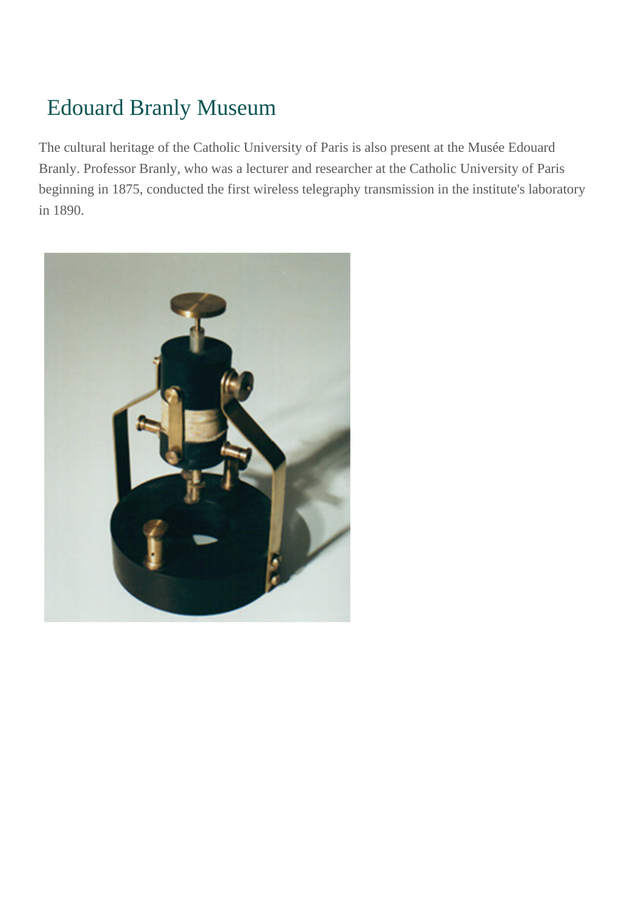# Edouard Branly Museum

The cultural heritage of the Catholic University of Paris is also present at the Musée Edouard Branly. Professor Branly, who was a lecturer and researcher at the Catholic University of Paris beginning in 1875, conducted the first wireless telegraphy transmission in the institute's laboratory in 1890.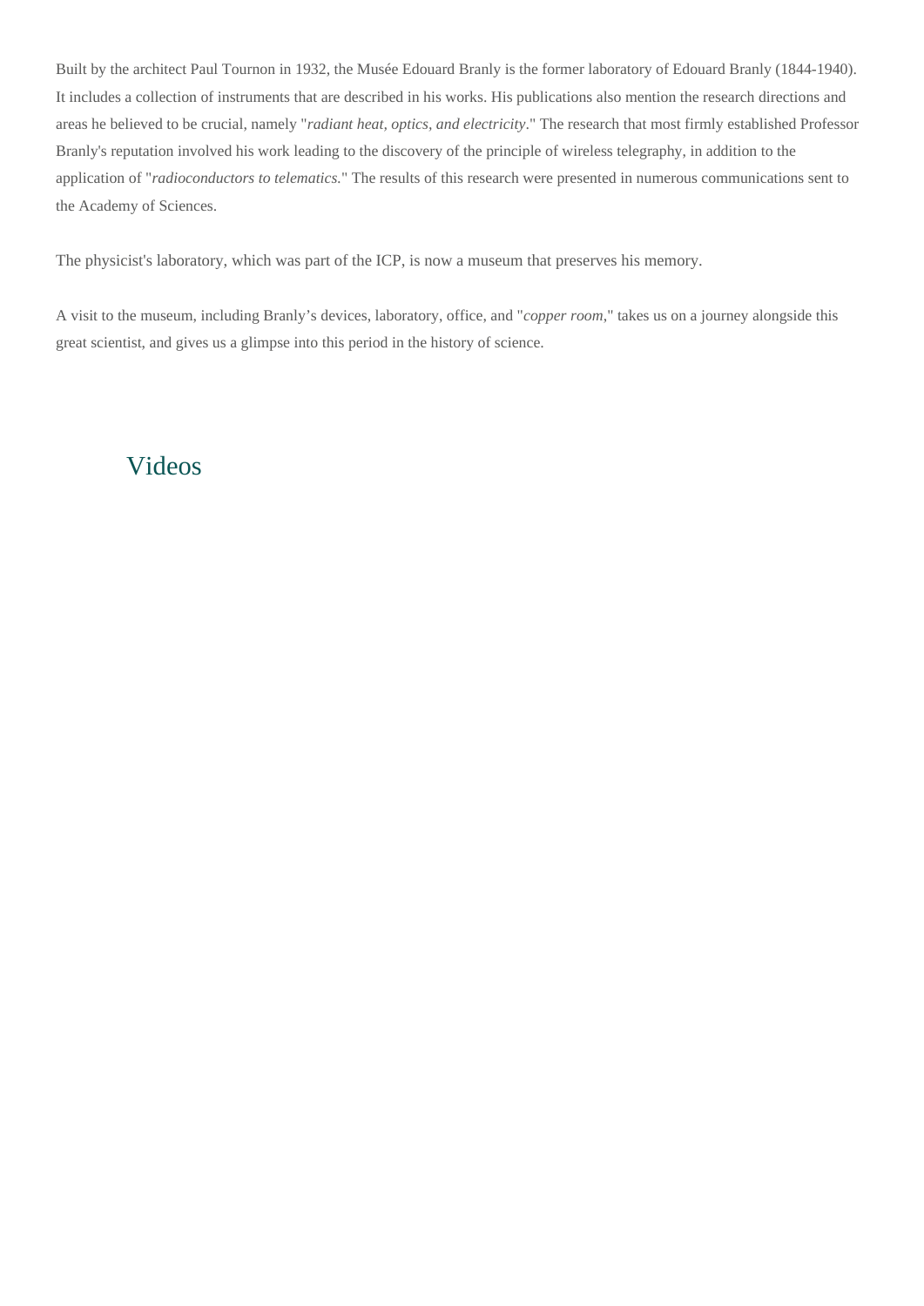Built by the architect Paul Tournon in 1932, the Musée Edouard Branly is the former laboratory of Edouard Branly (1844-1940). It includes a collection of instruments that are described in his works. His publications also mention the research directions and areas he believed to be crucial, namely "*radiant heat, optics, and electricity*." The research that most firmly established Professor Branly's reputation involved his work leading to the discovery of the principle of wireless telegraphy, in addition to the application of "*radioconductors to telematics.*" The results of this research were presented in numerous communications sent to the Academy of Sciences.

The physicist's laboratory, which was part of the ICP, is now a museum that preserves his memory.

A visit to the museum, including Branly's devices, laboratory, office, and "*copper room*," takes us on a journey alongside this great scientist, and gives us a glimpse into this period in the history of science.

## Videos